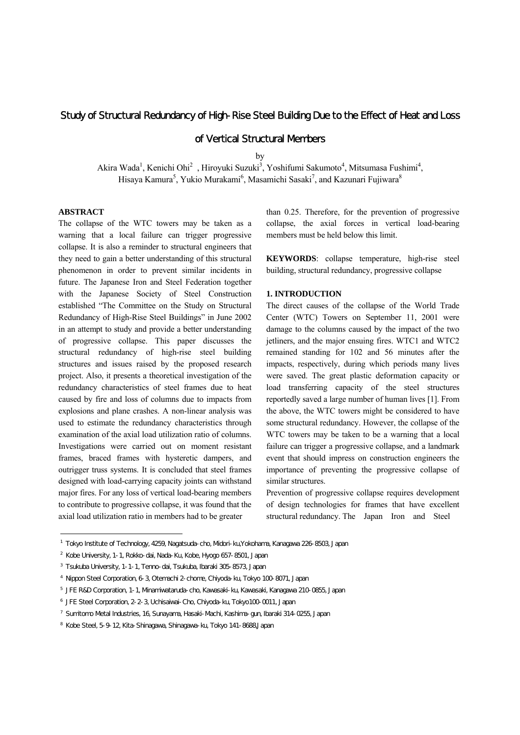# Study of Structural Redundancy of High-Rise Steel Building Due to the Effect of Heat and Loss of Vertical Structural Members

by

Akira Wada[1], Kenichi Ohi[2] , Hiroyuki Suzuki[3], Yoshifumi Sakumoto[4], Mitsumasa Fushimi[4], Hisaya Kamura[5], Yukio Murakami[6], Masamichi Sasaki[7], and Kazunari Fujiwara[8]

**ABSTRACT**

The collapse of the WTC towers may be taken as a warning that a local failure can trigger progressive collapse. It is also a reminder to structural engineers that they need to gain a better understanding of this structural phenomenon in order to prevent similar incidents in future. The Japanese Iron and Steel Federation together with the Japanese Society of Steel Construction established "The Committee on the Study on Structural Redundancy of High-Rise Steel Buildings" in June 2002 in an attempt to study and provide a better understanding of progressive collapse. This paper discusses the structural redundancy of high-rise steel building structures and issues raised by the proposed research project. Also, it presents a theoretical investigation of the redundancy characteristics of steel frames due to heat caused by fire and loss of columns due to impacts from explosions and plane crashes. A non-linear analysis was used to estimate the redundancy characteristics through examination of the axial load utilization ratio of columns. Investigations were carried out on moment resistant frames, braced frames with hysteretic dampers, and outrigger truss systems. It is concluded that steel frames designed with load-carrying capacity joints can withstand major fires. For any loss of vertical load-bearing members to contribute to progressive collapse, it was found that the axial load utilization ratio in members had to be greater than 0.25. Therefore, for the prevention of progressive collapse, the axial forces in vertical load-bearing members must be held below this limit.

**KEYWORDS**: collapse temperature, high-rise steel building, structural redundancy, progressive collapse

## 1. INTRODUCTION

The direct causes of the collapse of the World Trade Center (WTC) Towers on September 11, 2001 were damage to the columns caused by the impact of the two jetliners, and the major ensuing fires. WTC1 and WTC2 remained standing for 102 and 56 minutes after the impacts, respectively, during which periods many lives were saved. The great plastic deformation capacity or load transferring capacity of the steel structures reportedly saved a large number of human lives [1]. From the above, the WTC towers might be considered to have some structural redundancy. However, the collapse of the WTC towers may be taken to be a warning that a local failure can trigger a progressive collapse, and a landmark event that should impress on construction engineers the importance of preventing the progressive collapse of similar structures.

Prevention of progressive collapse requires development of design technologies for frames that have excellent structural redundancy. The Japan Iron and Steel

---

[1] Tokyo Institute of Technology, 4259, Nagatsuda-cho, Midori-ku,Yokohama, Kanagawa 226-8503, Japan

[2] Kobe University, 1-1, Rokko-dai, Nada-Ku, Kobe, Hyogo 657-8501, Japan

[3] Tsukuba University, 1-1-1, Tenno-dai, Tsukuba, Ibaraki 305-8573, Japan

[4] Nippon Steel Corporation, 6-3, Otemachi 2-chome, Chiyoda-ku, Tokyo 100-8071, Japan

[5] JFE R&D Corporation, 1-1, Minamiwataruda-cho, Kawasaki-ku, Kawasaki, Kanagawa 210-0855, Japan

[6] JFE Steel Corporation, 2-2-3, Uchisaiwai-Cho, Chiyoda-ku, Tokyo100-0011, Japan

[7] Sumitomo Metal Industries, 16, Sunayama, Hasaki-Machi, Kashima-gun, Ibaraki 314-0255, Japan

[8] Kobe Steel, 5-9-12, Kita-Shinagawa, Shinagawa-ku, Tokyo 141-8688,Japan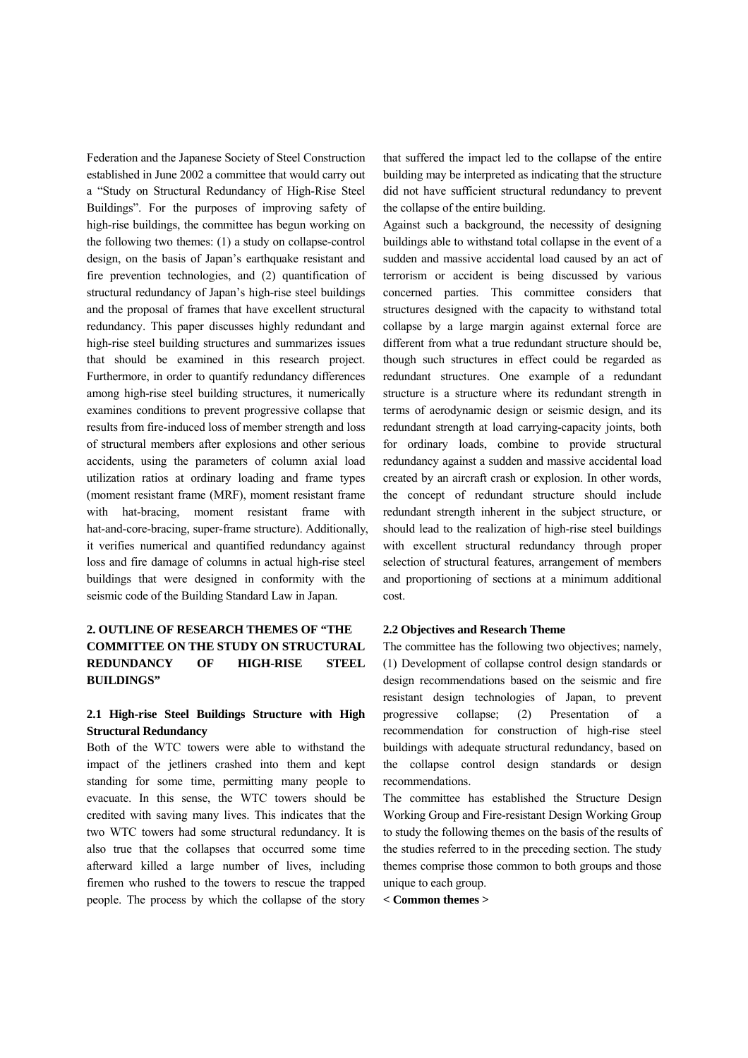Federation and the Japanese Society of Steel Construction established in June 2002 a committee that would carry out a "Study on Structural Redundancy of High-Rise Steel Buildings". For the purposes of improving safety of high-rise buildings, the committee has begun working on the following two themes: (1) a study on collapse-control design, on the basis of Japan's earthquake resistant and fire prevention technologies, and (2) quantification of structural redundancy of Japan's high-rise steel buildings and the proposal of frames that have excellent structural redundancy. This paper discusses highly redundant and high-rise steel building structures and summarizes issues that should be examined in this research project. Furthermore, in order to quantify redundancy differences among high-rise steel building structures, it numerically examines conditions to prevent progressive collapse that results from fire-induced loss of member strength and loss of structural members after explosions and other serious accidents, using the parameters of column axial load utilization ratios at ordinary loading and frame types (moment resistant frame (MRF), moment resistant frame with hat-bracing, moment resistant frame with hat-and-core-bracing, super-frame structure). Additionally, it verifies numerical and quantified redundancy against loss and fire damage of columns in actual high-rise steel buildings that were designed in conformity with the seismic code of the Building Standard Law in Japan.

## 2. OUTLINE OF RESEARCH THEMES OF "THE COMMITTEE ON THE STUDY ON STRUCTURAL REDUNDANCY OF HIGH-RISE STEEL BUILDINGS"

### 2.1 High-rise Steel Buildings Structure with High Structural Redundancy

Both of the WTC towers were able to withstand the impact of the jetliners crashed into them and kept standing for some time, permitting many people to evacuate. In this sense, the WTC towers should be credited with saving many lives. This indicates that the two WTC towers had some structural redundancy. It is also true that the collapses that occurred some time afterward killed a large number of lives, including firemen who rushed to the towers to rescue the trapped people. The process by which the collapse of the story that suffered the impact led to the collapse of the entire building may be interpreted as indicating that the structure did not have sufficient structural redundancy to prevent the collapse of the entire building.

Against such a background, the necessity of designing buildings able to withstand total collapse in the event of a sudden and massive accidental load caused by an act of terrorism or accident is being discussed by various concerned parties. This committee considers that structures designed with the capacity to withstand total collapse by a large margin against external force are different from what a true redundant structure should be, though such structures in effect could be regarded as redundant structures. One example of a redundant structure is a structure where its redundant strength in terms of aerodynamic design or seismic design, and its redundant strength at load carrying-capacity joints, both for ordinary loads, combine to provide structural redundancy against a sudden and massive accidental load created by an aircraft crash or explosion. In other words, the concept of redundant structure should include redundant strength inherent in the subject structure, or should lead to the realization of high-rise steel buildings with excellent structural redundancy through proper selection of structural features, arrangement of members and proportioning of sections at a minimum additional cost.

### 2.2 Objectives and Research Theme

The committee has the following two objectives; namely, (1) Development of collapse control design standards or design recommendations based on the seismic and fire resistant design technologies of Japan, to prevent progressive collapse; (2) Presentation of a recommendation for construction of high-rise steel buildings with adequate structural redundancy, based on the collapse control design standards or design recommendations.

The committee has established the Structure Design Working Group and Fire-resistant Design Working Group to study the following themes on the basis of the results of the studies referred to in the preceding section. The study themes comprise those common to both groups and those unique to each group.

**< Common themes >**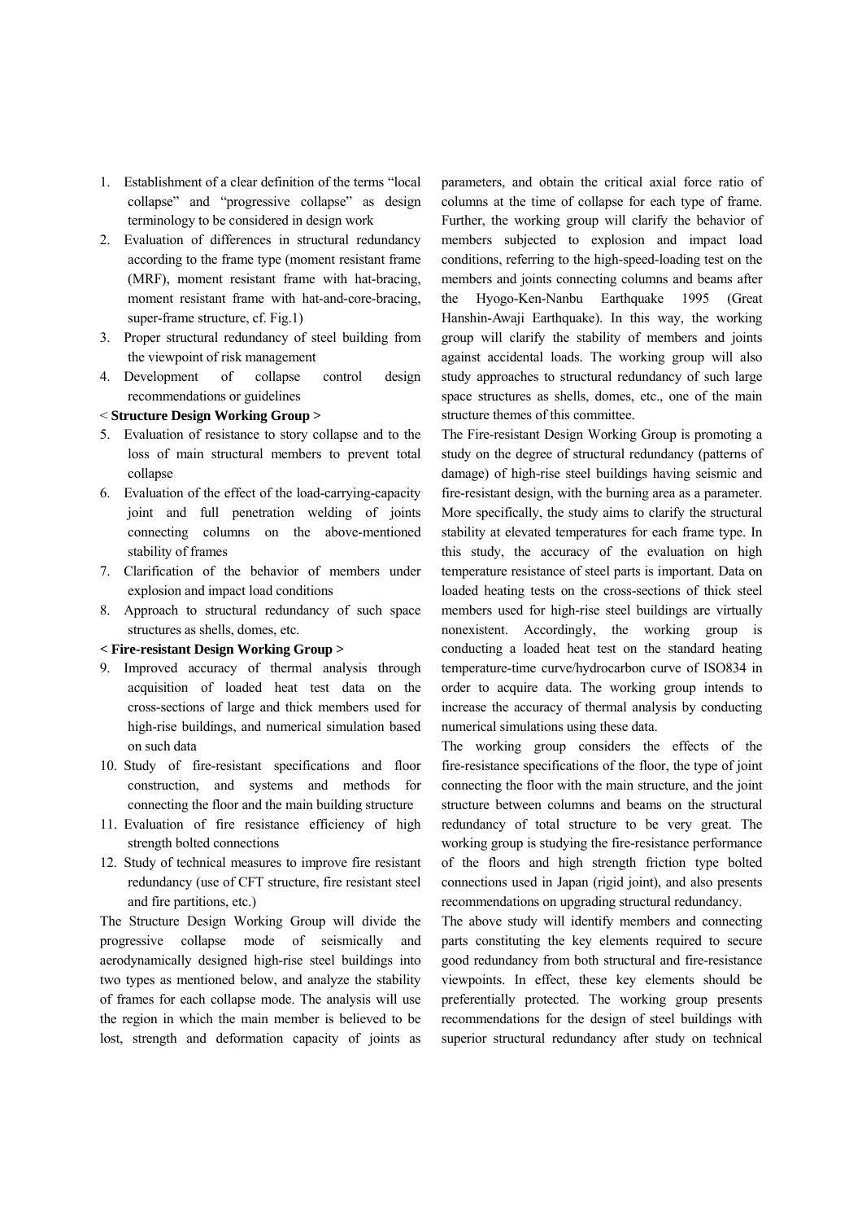1. Establishment of a clear definition of the terms "local collapse" and "progressive collapse" as design terminology to be considered in design work
2. Evaluation of differences in structural redundancy according to the frame type (moment resistant frame (MRF), moment resistant frame with hat-bracing, moment resistant frame with hat-and-core-bracing, super-frame structure, cf. Fig.1)
3. Proper structural redundancy of steel building from the viewpoint of risk management
4. Development of collapse control design recommendations or guidelines

< **Structure Design Working Group >**

5. Evaluation of resistance to story collapse and to the loss of main structural members to prevent total collapse
6. Evaluation of the effect of the load-carrying-capacity joint and full penetration welding of joints connecting columns on the above-mentioned stability of frames
7. Clarification of the behavior of members under explosion and impact load conditions
8. Approach to structural redundancy of such space structures as shells, domes, etc.

**< Fire-resistant Design Working Group >**

9. Improved accuracy of thermal analysis through acquisition of loaded heat test data on the cross-sections of large and thick members used for high-rise buildings, and numerical simulation based on such data
10. Study of fire-resistant specifications and floor construction, and systems and methods for connecting the floor and the main building structure
11. Evaluation of fire resistance efficiency of high strength bolted connections
12. Study of technical measures to improve fire resistant redundancy (use of CFT structure, fire resistant steel and fire partitions, etc.)

The Structure Design Working Group will divide the progressive collapse mode of seismically and aerodynamically designed high-rise steel buildings into two types as mentioned below, and analyze the stability of frames for each collapse mode. The analysis will use the region in which the main member is believed to be lost, strength and deformation capacity of joints as parameters, and obtain the critical axial force ratio of columns at the time of collapse for each type of frame. Further, the working group will clarify the behavior of members subjected to explosion and impact load conditions, referring to the high-speed-loading test on the members and joints connecting columns and beams after the Hyogo-Ken-Nanbu Earthquake 1995 (Great Hanshin-Awaji Earthquake). In this way, the working group will clarify the stability of members and joints against accidental loads. The working group will also study approaches to structural redundancy of such large space structures as shells, domes, etc., one of the main structure themes of this committee.

The Fire-resistant Design Working Group is promoting a study on the degree of structural redundancy (patterns of damage) of high-rise steel buildings having seismic and fire-resistant design, with the burning area as a parameter. More specifically, the study aims to clarify the structural stability at elevated temperatures for each frame type. In this study, the accuracy of the evaluation on high temperature resistance of steel parts is important. Data on loaded heating tests on the cross-sections of thick steel members used for high-rise steel buildings are virtually nonexistent. Accordingly, the working group is conducting a loaded heat test on the standard heating temperature-time curve/hydrocarbon curve of ISO834 in order to acquire data. The working group intends to increase the accuracy of thermal analysis by conducting numerical simulations using these data.

The working group considers the effects of the fire-resistance specifications of the floor, the type of joint connecting the floor with the main structure, and the joint structure between columns and beams on the structural redundancy of total structure to be very great. The working group is studying the fire-resistance performance of the floors and high strength friction type bolted connections used in Japan (rigid joint), and also presents recommendations on upgrading structural redundancy.

The above study will identify members and connecting parts constituting the key elements required to secure good redundancy from both structural and fire-resistance viewpoints. In effect, these key elements should be preferentially protected. The working group presents recommendations for the design of steel buildings with superior structural redundancy after study on technical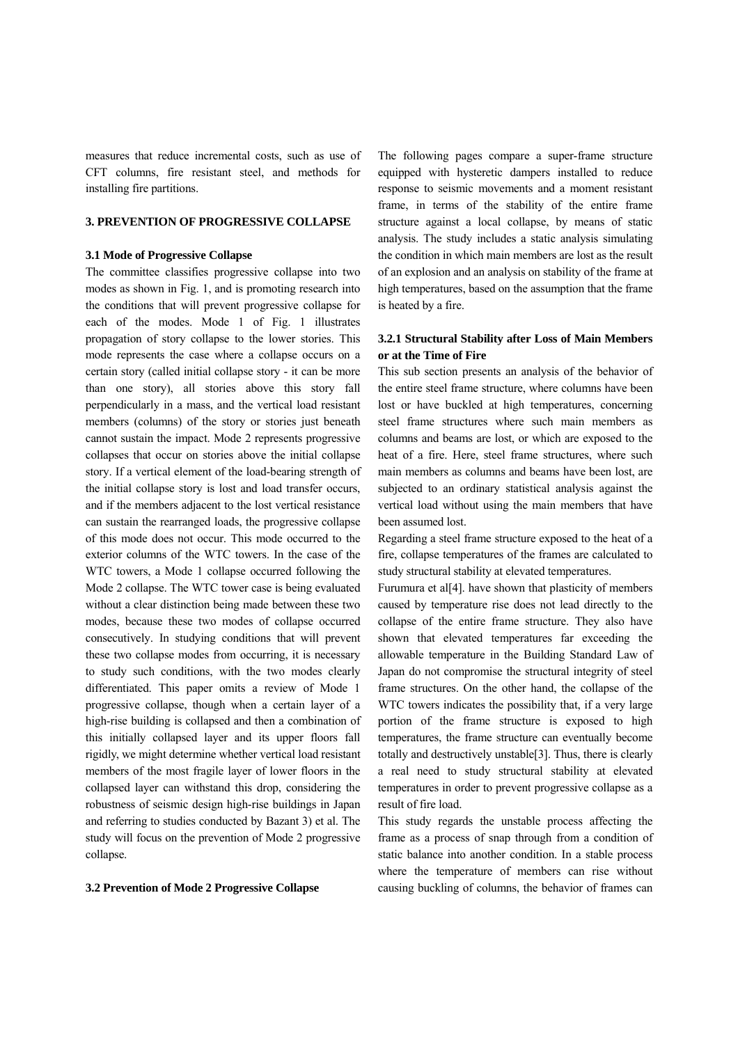measures that reduce incremental costs, such as use of CFT columns, fire resistant steel, and methods for installing fire partitions.

## 3. PREVENTION OF PROGRESSIVE COLLAPSE

### 3.1 Mode of Progressive Collapse

The committee classifies progressive collapse into two modes as shown in Fig. 1, and is promoting research into the conditions that will prevent progressive collapse for each of the modes. Mode 1 of Fig. 1 illustrates propagation of story collapse to the lower stories. This mode represents the case where a collapse occurs on a certain story (called initial collapse story - it can be more than one story), all stories above this story fall perpendicularly in a mass, and the vertical load resistant members (columns) of the story or stories just beneath cannot sustain the impact. Mode 2 represents progressive collapses that occur on stories above the initial collapse story. If a vertical element of the load-bearing strength of the initial collapse story is lost and load transfer occurs, and if the members adjacent to the lost vertical resistance can sustain the rearranged loads, the progressive collapse of this mode does not occur. This mode occurred to the exterior columns of the WTC towers. In the case of the WTC towers, a Mode 1 collapse occurred following the Mode 2 collapse. The WTC tower case is being evaluated without a clear distinction being made between these two modes, because these two modes of collapse occurred consecutively. In studying conditions that will prevent these two collapse modes from occurring, it is necessary to study such conditions, with the two modes clearly differentiated. This paper omits a review of Mode 1 progressive collapse, though when a certain layer of a high-rise building is collapsed and then a combination of this initially collapsed layer and its upper floors fall rigidly, we might determine whether vertical load resistant members of the most fragile layer of lower floors in the collapsed layer can withstand this drop, considering the robustness of seismic design high-rise buildings in Japan and referring to studies conducted by Bazant 3) et al. The study will focus on the prevention of Mode 2 progressive collapse.

### 3.2 Prevention of Mode 2 Progressive Collapse

The following pages compare a super-frame structure equipped with hysteretic dampers installed to reduce response to seismic movements and a moment resistant frame, in terms of the stability of the entire frame structure against a local collapse, by means of static analysis. The study includes a static analysis simulating the condition in which main members are lost as the result of an explosion and an analysis on stability of the frame at high temperatures, based on the assumption that the frame is heated by a fire.

#### 3.2.1 Structural Stability after Loss of Main Members or at the Time of Fire

This sub section presents an analysis of the behavior of the entire steel frame structure, where columns have been lost or have buckled at high temperatures, concerning steel frame structures where such main members as columns and beams are lost, or which are exposed to the heat of a fire. Here, steel frame structures, where such main members as columns and beams have been lost, are subjected to an ordinary statistical analysis against the vertical load without using the main members that have been assumed lost.

Regarding a steel frame structure exposed to the heat of a fire, collapse temperatures of the frames are calculated to study structural stability at elevated temperatures.

Furumura et al[4]. have shown that plasticity of members caused by temperature rise does not lead directly to the collapse of the entire frame structure. They also have shown that elevated temperatures far exceeding the allowable temperature in the Building Standard Law of Japan do not compromise the structural integrity of steel frame structures. On the other hand, the collapse of the WTC towers indicates the possibility that, if a very large portion of the frame structure is exposed to high temperatures, the frame structure can eventually become totally and destructively unstable[3]. Thus, there is clearly a real need to study structural stability at elevated temperatures in order to prevent progressive collapse as a result of fire load.

This study regards the unstable process affecting the frame as a process of snap through from a condition of static balance into another condition. In a stable process where the temperature of members can rise without causing buckling of columns, the behavior of frames can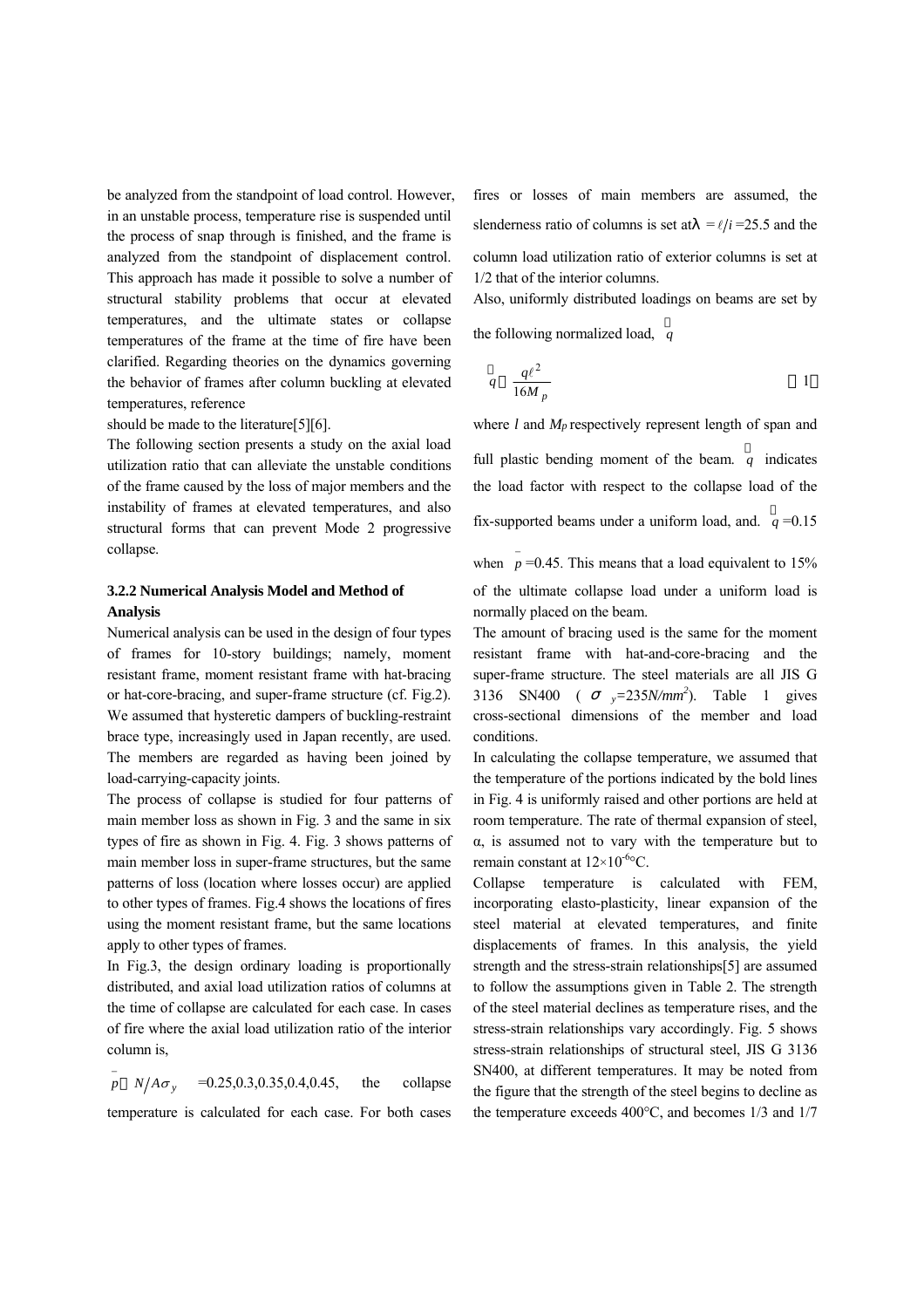be analyzed from the standpoint of load control. However, in an unstable process, temperature rise is suspended until the process of snap through is finished, and the frame is analyzed from the standpoint of displacement control. This approach has made it possible to solve a number of structural stability problems that occur at elevated temperatures, and the ultimate states or collapse temperatures of the frame at the time of fire have been clarified. Regarding theories on the dynamics governing the behavior of frames after column buckling at elevated temperatures, reference

should be made to the literature[5][6].

The following section presents a study on the axial load utilization ratio that can alleviate the unstable conditions of the frame caused by the loss of major members and the instability of frames at elevated temperatures, and also structural forms that can prevent Mode 2 progressive collapse.

### 3.2.2 Numerical Analysis Model and Method of Analysis

Numerical analysis can be used in the design of four types of frames for 10-story buildings; namely, moment resistant frame, moment resistant frame with hat-bracing or hat-core-bracing, and super-frame structure (cf. Fig.2). We assumed that hysteretic dampers of buckling-restraint brace type, increasingly used in Japan recently, are used. The members are regarded as having been joined by load-carrying-capacity joints.

The process of collapse is studied for four patterns of main member loss as shown in Fig. 3 and the same in six types of fire as shown in Fig. 4. Fig. 3 shows patterns of main member loss in super-frame structures, but the same patterns of loss (location where losses occur) are applied to other types of frames. Fig.4 shows the locations of fires using the moment resistant frame, but the same locations apply to other types of frames.

In Fig.3, the design ordinary loading is proportionally distributed, and axial load utilization ratios of columns at the time of collapse are calculated for each case. In cases of fire where the axial load utilization ratio of the interior column is,

$\bar{p} = N/A\sigma_y$ =0.25,0.3,0.35,0.4,0.45, the collapse temperature is calculated for each case. For both cases fires or losses of main members are assumed, the slenderness ratio of columns is set at $\lambda = \ell/i$ =25.5 and the column load utilization ratio of exterior columns is set at 1/2 that of the interior columns.

Also, uniformly distributed loadings on beams are set by the following normalized load, $\bar{q}$

$$\bar{q} = \frac{q\ell^2}{16M_p} \qquad (1)$$

where $l$ and $M_p$ respectively represent length of span and full plastic bending moment of the beam. $\bar{q}$ indicates the load factor with respect to the collapse load of the fix-supported beams under a uniform load, and. $\bar{q}$ =0.15 when $\bar{p}$ =0.45. This means that a load equivalent to 15% of the ultimate collapse load under a uniform load is normally placed on the beam.

The amount of bracing used is the same for the moment resistant frame with hat-and-core-bracing and the super-frame structure. The steel materials are all JIS G 3136 SN400 ( $\sigma_y$=235$N/mm^2$). Table 1 gives cross-sectional dimensions of the member and load conditions.

In calculating the collapse temperature, we assumed that the temperature of the portions indicated by the bold lines in Fig. 4 is uniformly raised and other portions are held at room temperature. The rate of thermal expansion of steel, α, is assumed not to vary with the temperature but to remain constant at $12\times10^{-6}$°C.

Collapse temperature is calculated with FEM, incorporating elasto-plasticity, linear expansion of the steel material at elevated temperatures, and finite displacements of frames. In this analysis, the yield strength and the stress-strain relationships[5] are assumed to follow the assumptions given in Table 2. The strength of the steel material declines as temperature rises, and the stress-strain relationships vary accordingly. Fig. 5 shows stress-strain relationships of structural steel, JIS G 3136 SN400, at different temperatures. It may be noted from the figure that the strength of the steel begins to decline as the temperature exceeds 400°C, and becomes 1/3 and 1/7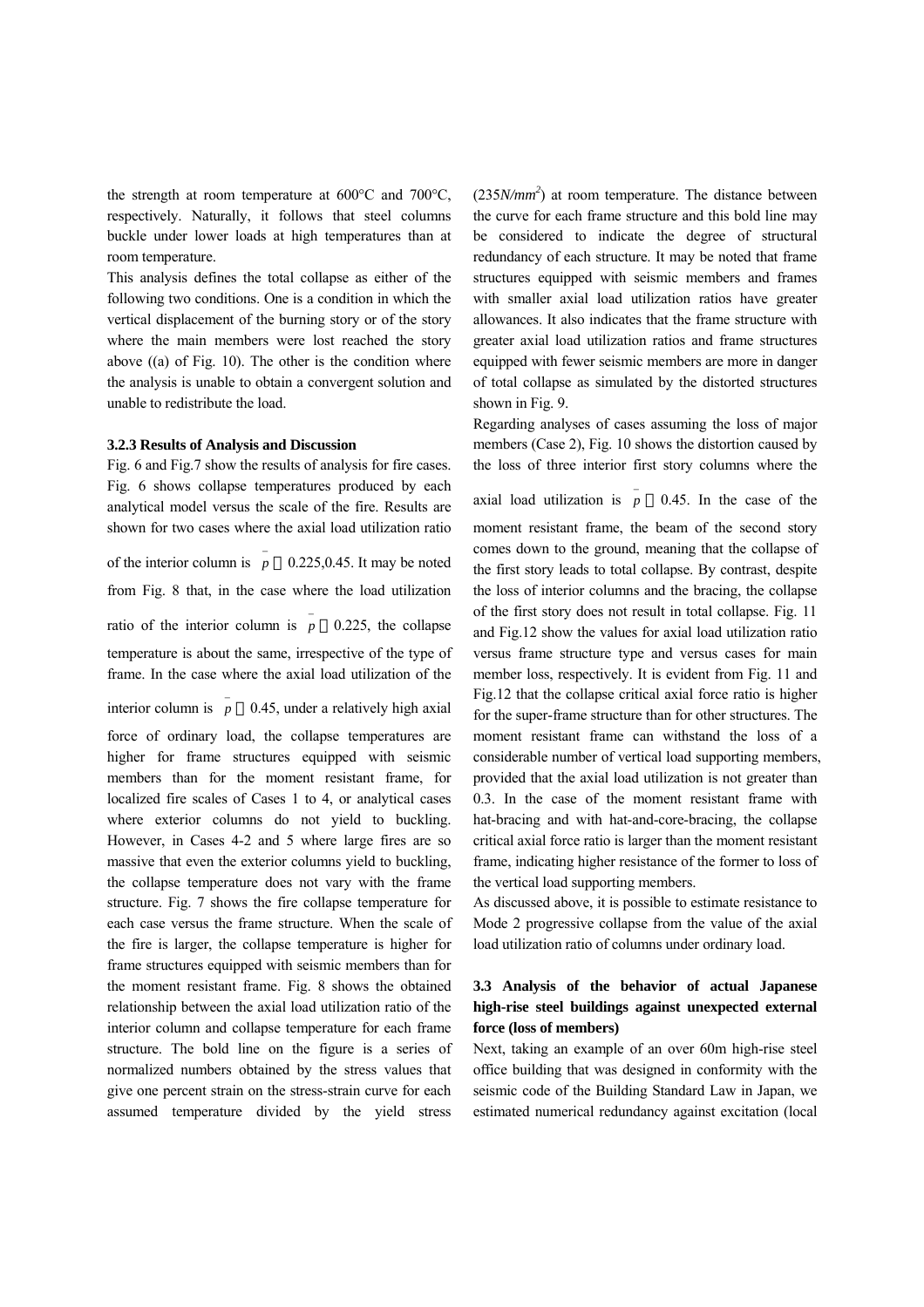the strength at room temperature at 600°C and 700°C, respectively. Naturally, it follows that steel columns buckle under lower loads at high temperatures than at room temperature.

This analysis defines the total collapse as either of the following two conditions. One is a condition in which the vertical displacement of the burning story or of the story where the main members were lost reached the story above ((a) of Fig. 10). The other is the condition where the analysis is unable to obtain a convergent solution and unable to redistribute the load.

#### 3.2.3 Results of Analysis and Discussion

Fig. 6 and Fig.7 show the results of analysis for fire cases. Fig. 6 shows collapse temperatures produced by each analytical model versus the scale of the fire. Results are shown for two cases where the axial load utilization ratio of the interior column is $\bar{p}$ ＝0.225,0.45. It may be noted from Fig. 8 that, in the case where the load utilization ratio of the interior column is $\bar{p}$ ＝0.225, the collapse temperature is about the same, irrespective of the type of frame. In the case where the axial load utilization of the interior column is $\bar{p}$ ＝0.45, under a relatively high axial force of ordinary load, the collapse temperatures are higher for frame structures equipped with seismic members than for the moment resistant frame, for localized fire scales of Cases 1 to 4, or analytical cases where exterior columns do not yield to buckling. However, in Cases 4-2 and 5 where large fires are so massive that even the exterior columns yield to buckling, the collapse temperature does not vary with the frame structure. Fig. 7 shows the fire collapse temperature for each case versus the frame structure. When the scale of the fire is larger, the collapse temperature is higher for frame structures equipped with seismic members than for the moment resistant frame. Fig. 8 shows the obtained relationship between the axial load utilization ratio of the interior column and collapse temperature for each frame structure. The bold line on the figure is a series of normalized numbers obtained by the stress values that give one percent strain on the stress-strain curve for each assumed temperature divided by the yield stress ($235N/mm^2$) at room temperature. The distance between the curve for each frame structure and this bold line may be considered to indicate the degree of structural redundancy of each structure. It may be noted that frame structures equipped with seismic members and frames with smaller axial load utilization ratios have greater allowances. It also indicates that the frame structure with greater axial load utilization ratios and frame structures equipped with fewer seismic members are more in danger of total collapse as simulated by the distorted structures shown in Fig. 9.

Regarding analyses of cases assuming the loss of major members (Case 2), Fig. 10 shows the distortion caused by the loss of three interior first story columns where the axial load utilization is $\bar{p}$ ＝0.45. In the case of the moment resistant frame, the beam of the second story comes down to the ground, meaning that the collapse of the first story leads to total collapse. By contrast, despite the loss of interior columns and the bracing, the collapse of the first story does not result in total collapse. Fig. 11 and Fig.12 show the values for axial load utilization ratio versus frame structure type and versus cases for main member loss, respectively. It is evident from Fig. 11 and Fig.12 that the collapse critical axial force ratio is higher for the super-frame structure than for other structures. The moment resistant frame can withstand the loss of a considerable number of vertical load supporting members, provided that the axial load utilization is not greater than 0.3. In the case of the moment resistant frame with hat-bracing and with hat-and-core-bracing, the collapse critical axial force ratio is larger than the moment resistant frame, indicating higher resistance of the former to loss of the vertical load supporting members.

As discussed above, it is possible to estimate resistance to Mode 2 progressive collapse from the value of the axial load utilization ratio of columns under ordinary load.

### 3.3 Analysis of the behavior of actual Japanese high-rise steel buildings against unexpected external force (loss of members)

Next, taking an example of an over 60m high-rise steel office building that was designed in conformity with the seismic code of the Building Standard Law in Japan, we estimated numerical redundancy against excitation (local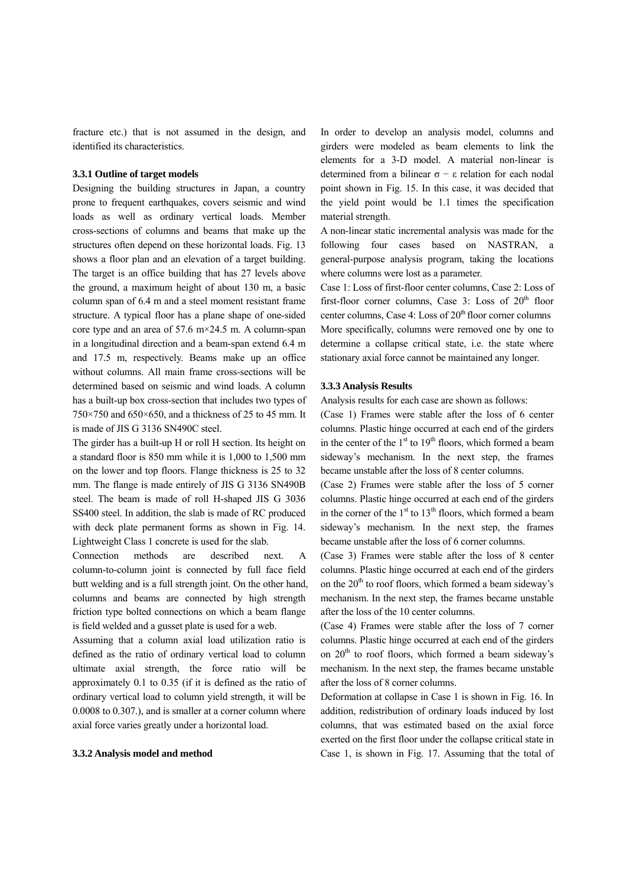fracture etc.) that is not assumed in the design, and identified its characteristics.

### 3.3.1 Outline of target models

Designing the building structures in Japan, a country prone to frequent earthquakes, covers seismic and wind loads as well as ordinary vertical loads. Member cross-sections of columns and beams that make up the structures often depend on these horizontal loads. Fig. 13 shows a floor plan and an elevation of a target building. The target is an office building that has 27 levels above the ground, a maximum height of about 130 m, a basic column span of 6.4 m and a steel moment resistant frame structure. A typical floor has a plane shape of one-sided core type and an area of 57.6 m×24.5 m. A column-span in a longitudinal direction and a beam-span extend 6.4 m and 17.5 m, respectively. Beams make up an office without columns. All main frame cross-sections will be determined based on seismic and wind loads. A column has a built-up box cross-section that includes two types of 750×750 and 650×650, and a thickness of 25 to 45 mm. It is made of JIS G 3136 SN490C steel.

The girder has a built-up H or roll H section. Its height on a standard floor is 850 mm while it is 1,000 to 1,500 mm on the lower and top floors. Flange thickness is 25 to 32 mm. The flange is made entirely of JIS G 3136 SN490B steel. The beam is made of roll H-shaped JIS G 3036 SS400 steel. In addition, the slab is made of RC produced with deck plate permanent forms as shown in Fig. 14. Lightweight Class 1 concrete is used for the slab.

Connection methods are described next. A column-to-column joint is connected by full face field butt welding and is a full strength joint. On the other hand, columns and beams are connected by high strength friction type bolted connections on which a beam flange is field welded and a gusset plate is used for a web.

Assuming that a column axial load utilization ratio is defined as the ratio of ordinary vertical load to column ultimate axial strength, the force ratio will be approximately 0.1 to 0.35 (if it is defined as the ratio of ordinary vertical load to column yield strength, it will be 0.0008 to 0.307.), and is smaller at a corner column where axial force varies greatly under a horizontal load.

### 3.3.2 Analysis model and method

In order to develop an analysis model, columns and girders were modeled as beam elements to link the elements for a 3-D model. A material non-linear is determined from a bilinear $\sigma - \varepsilon$ relation for each nodal point shown in Fig. 15. In this case, it was decided that the yield point would be 1.1 times the specification material strength.

A non-linear static incremental analysis was made for the following four cases based on NASTRAN, a general-purpose analysis program, taking the locations where columns were lost as a parameter.

Case 1: Loss of first-floor center columns, Case 2: Loss of first-floor corner columns, Case 3: Loss of 20th floor center columns, Case 4: Loss of 20th floor corner columns

More specifically, columns were removed one by one to determine a collapse critical state, i.e. the state where stationary axial force cannot be maintained any longer.

### 3.3.3 Analysis Results

Analysis results for each case are shown as follows:

(Case 1) Frames were stable after the loss of 6 center columns. Plastic hinge occurred at each end of the girders in the center of the 1st to 19th floors, which formed a beam sideway's mechanism. In the next step, the frames became unstable after the loss of 8 center columns.

(Case 2) Frames were stable after the loss of 5 corner columns. Plastic hinge occurred at each end of the girders in the corner of the 1st to 13th floors, which formed a beam sideway's mechanism. In the next step, the frames became unstable after the loss of 6 corner columns.

(Case 3) Frames were stable after the loss of 8 center columns. Plastic hinge occurred at each end of the girders on the 20th to roof floors, which formed a beam sideway's mechanism. In the next step, the frames became unstable after the loss of the 10 center columns.

(Case 4) Frames were stable after the loss of 7 corner columns. Plastic hinge occurred at each end of the girders on 20th to roof floors, which formed a beam sideway's mechanism. In the next step, the frames became unstable after the loss of 8 corner columns.

Deformation at collapse in Case 1 is shown in Fig. 16. In addition, redistribution of ordinary loads induced by lost columns, that was estimated based on the axial force exerted on the first floor under the collapse critical state in Case 1, is shown in Fig. 17. Assuming that the total of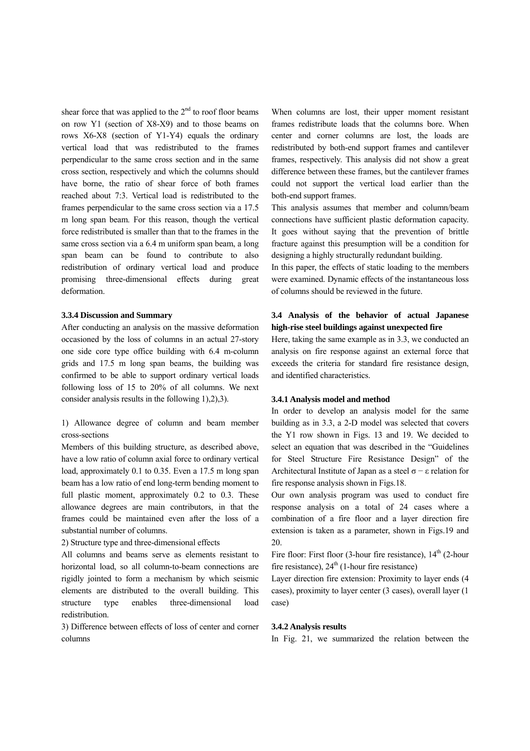shear force that was applied to the 2nd to roof floor beams on row Y1 (section of X8-X9) and to those beams on rows X6-X8 (section of Y1-Y4) equals the ordinary vertical load that was redistributed to the frames perpendicular to the same cross section and in the same cross section, respectively and which the columns should have borne, the ratio of shear force of both frames reached about 7:3. Vertical load is redistributed to the frames perpendicular to the same cross section via a 17.5 m long span beam. For this reason, though the vertical force redistributed is smaller than that to the frames in the same cross section via a 6.4 m uniform span beam, a long span beam can be found to contribute to also redistribution of ordinary vertical load and produce promising three-dimensional effects during great deformation.

#### 3.3.4 Discussion and Summary

After conducting an analysis on the massive deformation occasioned by the loss of columns in an actual 27-story one side core type office building with 6.4 m-column grids and 17.5 m long span beams, the building was confirmed to be able to support ordinary vertical loads following loss of 15 to 20% of all columns. We next consider analysis results in the following 1),2),3).

1) Allowance degree of column and beam member cross-sections

Members of this building structure, as described above, have a low ratio of column axial force to ordinary vertical load, approximately 0.1 to 0.35. Even a 17.5 m long span beam has a low ratio of end long-term bending moment to full plastic moment, approximately 0.2 to 0.3. These allowance degrees are main contributors, in that the frames could be maintained even after the loss of a substantial number of columns.

2) Structure type and three-dimensional effects

All columns and beams serve as elements resistant to horizontal load, so all column-to-beam connections are rigidly jointed to form a mechanism by which seismic elements are distributed to the overall building. This structure type enables three-dimensional load redistribution.

3) Difference between effects of loss of center and corner columns

When columns are lost, their upper moment resistant frames redistribute loads that the columns bore. When center and corner columns are lost, the loads are redistributed by both-end support frames and cantilever frames, respectively. This analysis did not show a great difference between these frames, but the cantilever frames could not support the vertical load earlier than the both-end support frames.

This analysis assumes that member and column/beam connections have sufficient plastic deformation capacity. It goes without saying that the prevention of brittle fracture against this presumption will be a condition for designing a highly structurally redundant building.

In this paper, the effects of static loading to the members were examined. Dynamic effects of the instantaneous loss of columns should be reviewed in the future.

### 3.4 Analysis of the behavior of actual Japanese high-rise steel buildings against unexpected fire

Here, taking the same example as in 3.3, we conducted an analysis on fire response against an external force that exceeds the criteria for standard fire resistance design, and identified characteristics.

#### 3.4.1 Analysis model and method

In order to develop an analysis model for the same building as in 3.3, a 2-D model was selected that covers the Y1 row shown in Figs. 13 and 19. We decided to select an equation that was described in the "Guidelines for Steel Structure Fire Resistance Design" of the Architectural Institute of Japan as a steel $\sigma - \varepsilon$ relation for fire response analysis shown in Figs.18.

Our own analysis program was used to conduct fire response analysis on a total of 24 cases where a combination of a fire floor and a layer direction fire extension is taken as a parameter, shown in Figs.19 and 20.

Fire floor: First floor (3-hour fire resistance), 14th (2-hour fire resistance), 24th (1-hour fire resistance)

Layer direction fire extension: Proximity to layer ends (4 cases), proximity to layer center (3 cases), overall layer (1 case)

#### 3.4.2 Analysis results

In Fig. 21, we summarized the relation between the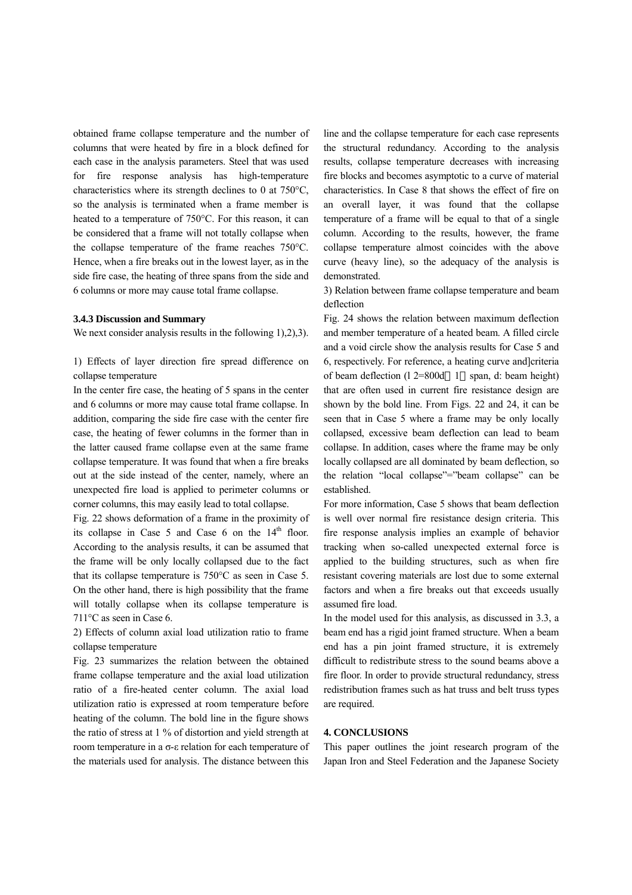obtained frame collapse temperature and the number of columns that were heated by fire in a block defined for each case in the analysis parameters. Steel that was used for fire response analysis has high-temperature characteristics where its strength declines to 0 at 750°C, so the analysis is terminated when a frame member is heated to a temperature of 750°C. For this reason, it can be considered that a frame will not totally collapse when the collapse temperature of the frame reaches 750°C. Hence, when a fire breaks out in the lowest layer, as in the side fire case, the heating of three spans from the side and 6 columns or more may cause total frame collapse.

### 3.4.3 Discussion and Summary

We next consider analysis results in the following 1),2),3).

1) Effects of layer direction fire spread difference on collapse temperature

In the center fire case, the heating of 5 spans in the center and 6 columns or more may cause total frame collapse. In addition, comparing the side fire case with the center fire case, the heating of fewer columns in the former than in the latter caused frame collapse even at the same frame collapse temperature. It was found that when a fire breaks out at the side instead of the center, namely, where an unexpected fire load is applied to perimeter columns or corner columns, this may easily lead to total collapse.

Fig. 22 shows deformation of a frame in the proximity of its collapse in Case 5 and Case 6 on the 14th floor. According to the analysis results, it can be assumed that the frame will be only locally collapsed due to the fact that its collapse temperature is 750°C as seen in Case 5. On the other hand, there is high possibility that the frame will totally collapse when its collapse temperature is 711°C as seen in Case 6.

2) Effects of column axial load utilization ratio to frame collapse temperature

Fig. 23 summarizes the relation between the obtained frame collapse temperature and the axial load utilization ratio of a fire-heated center column. The axial load utilization ratio is expressed at room temperature before heating of the column. The bold line in the figure shows the ratio of stress at 1 % of distortion and yield strength at room temperature in a σ-ε relation for each temperature of the materials used for analysis. The distance between this line and the collapse temperature for each case represents the structural redundancy. According to the analysis results, collapse temperature decreases with increasing fire blocks and becomes asymptotic to a curve of material characteristics. In Case 8 that shows the effect of fire on an overall layer, it was found that the collapse temperature of a frame will be equal to that of a single column. According to the results, however, the frame collapse temperature almost coincides with the above curve (heavy line), so the adequacy of the analysis is demonstrated.

3) Relation between frame collapse temperature and beam deflection

Fig. 24 shows the relation between maximum deflection and member temperature of a heated beam. A filled circle and a void circle show the analysis results for Case 5 and 6, respectively. For reference, a heating curve and]criteria of beam deflection (l 2=800d（1：span, d: beam height) that are often used in current fire resistance design are shown by the bold line. From Figs. 22 and 24, it can be seen that in Case 5 where a frame may be only locally collapsed, excessive beam deflection can lead to beam collapse. In addition, cases where the frame may be only locally collapsed are all dominated by beam deflection, so the relation "local collapse"="beam collapse" can be established.

For more information, Case 5 shows that beam deflection is well over normal fire resistance design criteria. This fire response analysis implies an example of behavior tracking when so-called unexpected external force is applied to the building structures, such as when fire resistant covering materials are lost due to some external factors and when a fire breaks out that exceeds usually assumed fire load.

In the model used for this analysis, as discussed in 3.3, a beam end has a rigid joint framed structure. When a beam end has a pin joint framed structure, it is extremely difficult to redistribute stress to the sound beams above a fire floor. In order to provide structural redundancy, stress redistribution frames such as hat truss and belt truss types are required.

## 4. CONCLUSIONS

This paper outlines the joint research program of the Japan Iron and Steel Federation and the Japanese Society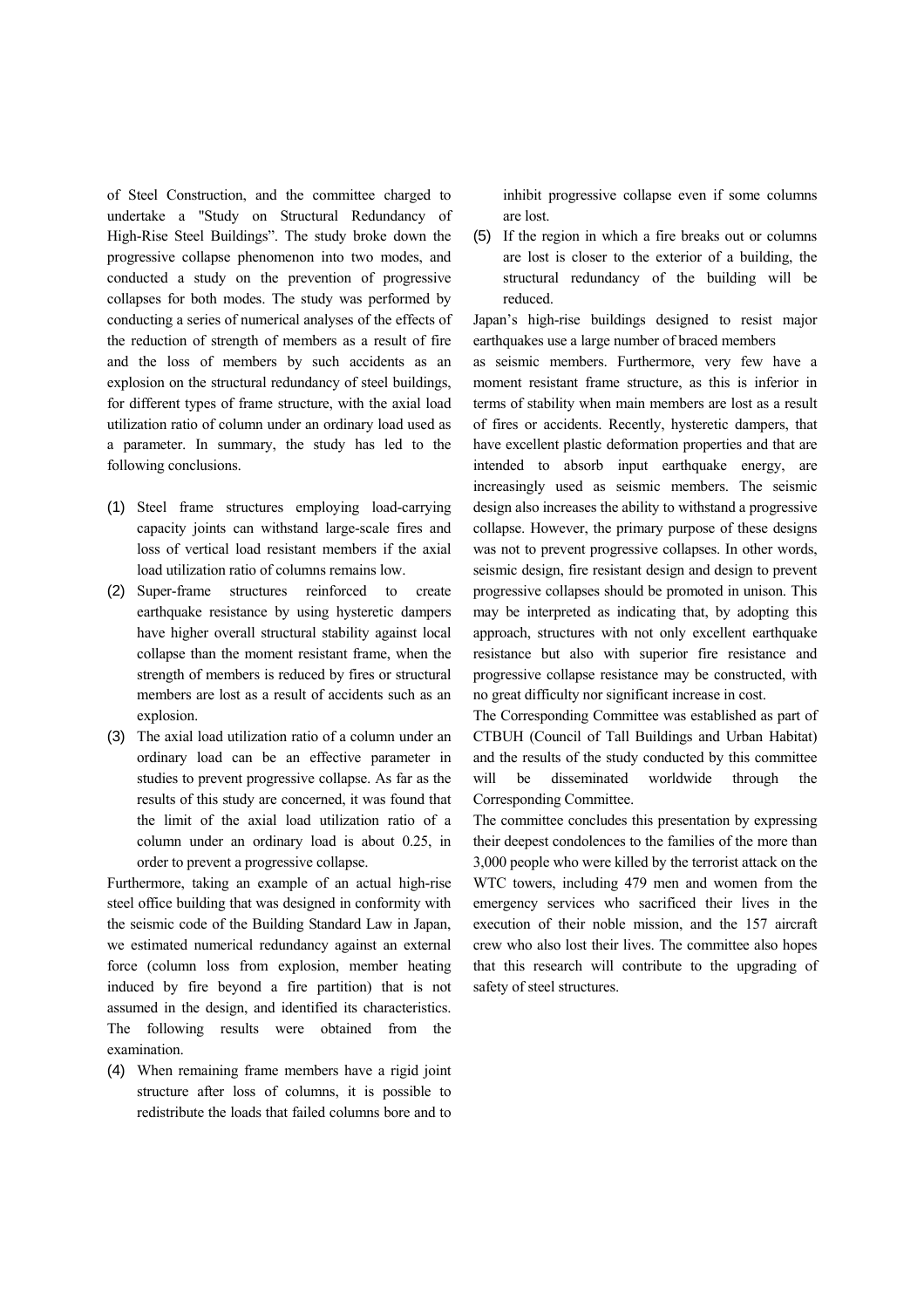of Steel Construction, and the committee charged to undertake a "Study on Structural Redundancy of High-Rise Steel Buildings". The study broke down the progressive collapse phenomenon into two modes, and conducted a study on the prevention of progressive collapses for both modes. The study was performed by conducting a series of numerical analyses of the effects of the reduction of strength of members as a result of fire and the loss of members by such accidents as an explosion on the structural redundancy of steel buildings, for different types of frame structure, with the axial load utilization ratio of column under an ordinary load used as a parameter. In summary, the study has led to the following conclusions.

(1) Steel frame structures employing load-carrying capacity joints can withstand large-scale fires and loss of vertical load resistant members if the axial load utilization ratio of columns remains low.
(2) Super-frame structures reinforced to create earthquake resistance by using hysteretic dampers have higher overall structural stability against local collapse than the moment resistant frame, when the strength of members is reduced by fires or structural members are lost as a result of accidents such as an explosion.
(3) The axial load utilization ratio of a column under an ordinary load can be an effective parameter in studies to prevent progressive collapse. As far as the results of this study are concerned, it was found that the limit of the axial load utilization ratio of a column under an ordinary load is about 0.25, in order to prevent a progressive collapse.

Furthermore, taking an example of an actual high-rise steel office building that was designed in conformity with the seismic code of the Building Standard Law in Japan, we estimated numerical redundancy against an external force (column loss from explosion, member heating induced by fire beyond a fire partition) that is not assumed in the design, and identified its characteristics. The following results were obtained from the examination.

(4) When remaining frame members have a rigid joint structure after loss of columns, it is possible to redistribute the loads that failed columns bore and to inhibit progressive collapse even if some columns are lost.
(5) If the region in which a fire breaks out or columns are lost is closer to the exterior of a building, the structural redundancy of the building will be reduced.

Japan's high-rise buildings designed to resist major earthquakes use a large number of braced members as seismic members. Furthermore, very few have a moment resistant frame structure, as this is inferior in terms of stability when main members are lost as a result of fires or accidents. Recently, hysteretic dampers, that have excellent plastic deformation properties and that are intended to absorb input earthquake energy, are increasingly used as seismic members. The seismic design also increases the ability to withstand a progressive collapse. However, the primary purpose of these designs was not to prevent progressive collapses. In other words, seismic design, fire resistant design and design to prevent progressive collapses should be promoted in unison. This may be interpreted as indicating that, by adopting this approach, structures with not only excellent earthquake resistance but also with superior fire resistance and progressive collapse resistance may be constructed, with no great difficulty nor significant increase in cost.

The Corresponding Committee was established as part of CTBUH (Council of Tall Buildings and Urban Habitat) and the results of the study conducted by this committee will be disseminated worldwide through the Corresponding Committee.

The committee concludes this presentation by expressing their deepest condolences to the families of the more than 3,000 people who were killed by the terrorist attack on the WTC towers, including 479 men and women from the emergency services who sacrificed their lives in the execution of their noble mission, and the 157 aircraft crew who also lost their lives. The committee also hopes that this research will contribute to the upgrading of safety of steel structures.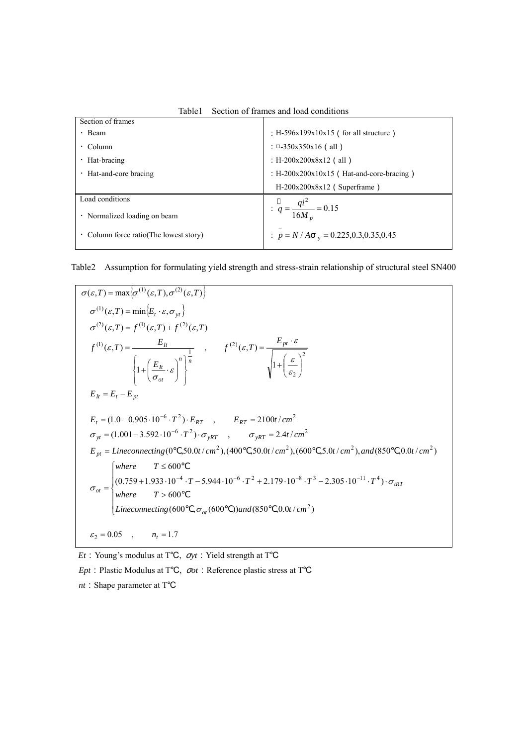Table1 Section of frames and load conditions

| Section of frames | |
|---|---|
| ・ Beam | : H-596x199x10x15 ( for all structure ) |
| ・ Column | : □-350x350x16 ( all ) |
| ・ Hat-bracing | : H-200x200x8x12 ( all ) |
| ・ Hat-and-core bracing | : H-200x200x10x15 ( Hat-and-core-bracing ) |
| | H-200x200x8x12 ( Superframe ) |
| **Load conditions** | |
| ・ Normalized loading on beam | : $\bar{q} = \dfrac{qi^2}{16M_p} = 0.15$ |
| ・ Column force ratio(The lowest story) | : $\bar{p} = N / A\sigma_y = 0.225, 0.3, 0.35, 0.45$ |

Table2 Assumption for formulating yield strength and stress-strain relationship of structural steel SN400

$$\sigma(\varepsilon,T) = \max\left\{\sigma^{(1)}(\varepsilon,T), \sigma^{(2)}(\varepsilon,T)\right\}$$

$$\sigma^{(1)}(\varepsilon,T) = \min\left\{E_t \cdot \varepsilon, \sigma_{yt}\right\}$$

$$\sigma^{(2)}(\varepsilon,T) = f^{(1)}(\varepsilon,T) + f^{(2)}(\varepsilon,T)$$

$$f^{(1)}(\varepsilon,T) = \frac{E_{It}}{\left\{1+\left(\dfrac{E_{It}}{\sigma_{ot}}\cdot\varepsilon\right)^n\right\}^{\frac{1}{n}}} \quad , \quad f^{(2)}(\varepsilon,T) = \frac{E_{pt}\cdot\varepsilon}{\sqrt{1+\left(\dfrac{\varepsilon}{\varepsilon_2}\right)^2}}$$

$$E_{It} = E_t - E_{pt}$$

$$E_t = (1.0 - 0.905\cdot 10^{-6}\cdot T^2)\cdot E_{RT} \quad , \quad E_{RT} = 2100t/cm^2$$

$$\sigma_{yt} = (1.001 - 3.592\cdot 10^{-6}\cdot T^2)\cdot \sigma_{yRT} \quad , \quad \sigma_{yRT} = 2.4t/cm^2$$

$$E_{pt} = Lineconnecting(0℃, 50.0t/cm^2), (400℃, 50.0t/cm^2), (600℃, 5.0t/cm^2), and (850℃, 0.0t/cm^2)$$

$$\sigma_{ot} = \begin{cases} where \quad T \le 600℃ \\ (0.759 + 1.933\cdot 10^{-4}\cdot T - 5.944\cdot 10^{-6}\cdot T^2 + 2.179\cdot 10^{-8}\cdot T^3 - 2.305\cdot 10^{-11}\cdot T^4)\cdot \sigma_{tRT} \\ where \quad T > 600℃ \\ Lineconnecting(600℃, \sigma_{ot}(600℃)) and (850℃, 0.0t/cm^2) \end{cases}$$

$$\varepsilon_2 = 0.05 \quad , \quad n_t = 1.7$$

$Et$ : Young's modulus at T℃, $\sigma yt$ : Yield strength at T℃

$Ept$ : Plastic Modulus at T℃, $\sigma ot$ : Reference plastic stress at T℃

$nt$ : Shape parameter at T℃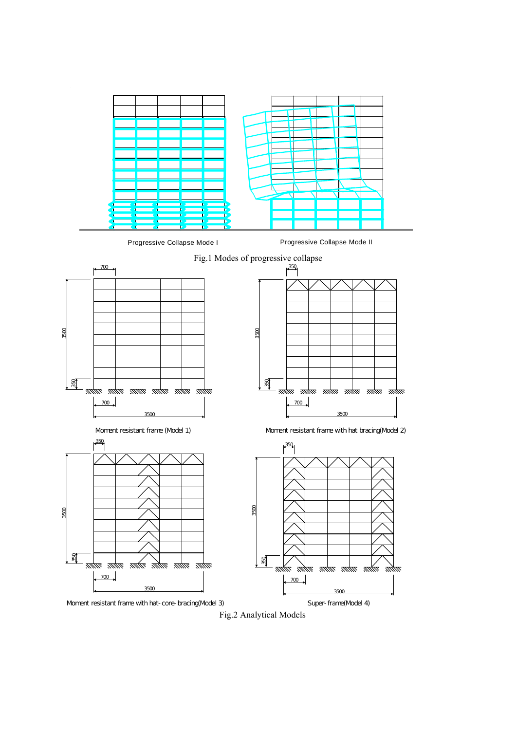Progressive Collapse Mode I

Progressive Collapse Mode II

Fig.1 Modes of progressive collapse

Moment resistant frame (Model 1)

Moment resistant frame with hat bracing(Model 2)

Moment resistant frame with hat-core-bracing(Model 3)

Super-frame(Model 4)

Fig.2 Analytical Models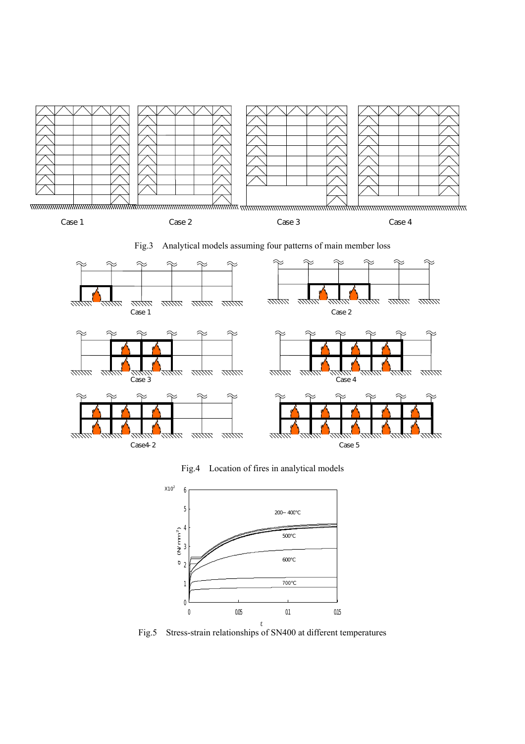Fig.3 Analytical models assuming four patterns of main member loss

Fig.4 Location of fires in analytical models

Fig.5 Stress-strain relationships of SN400 at different temperatures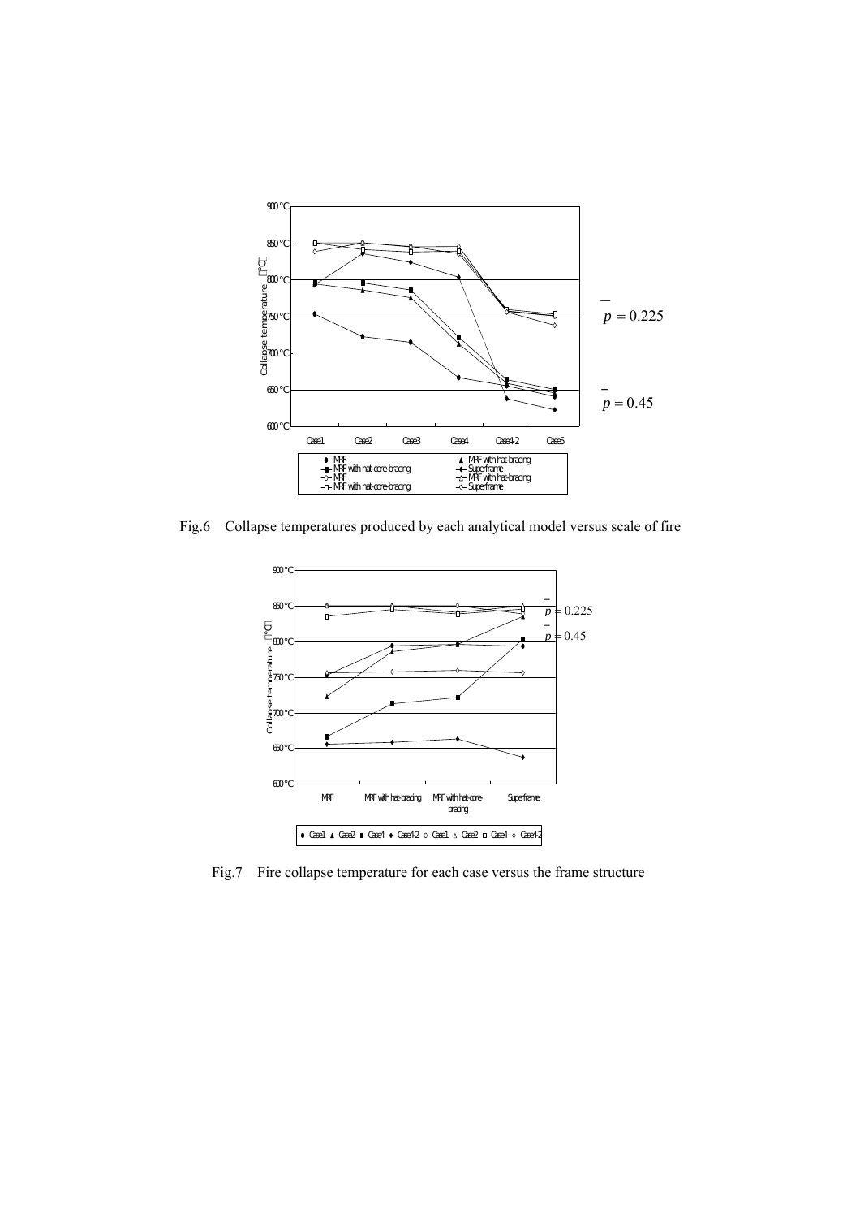Fig.6 Collapse temperatures produced by each analytical model versus scale of fire

Fig.7 Fire collapse temperature for each case versus the frame structure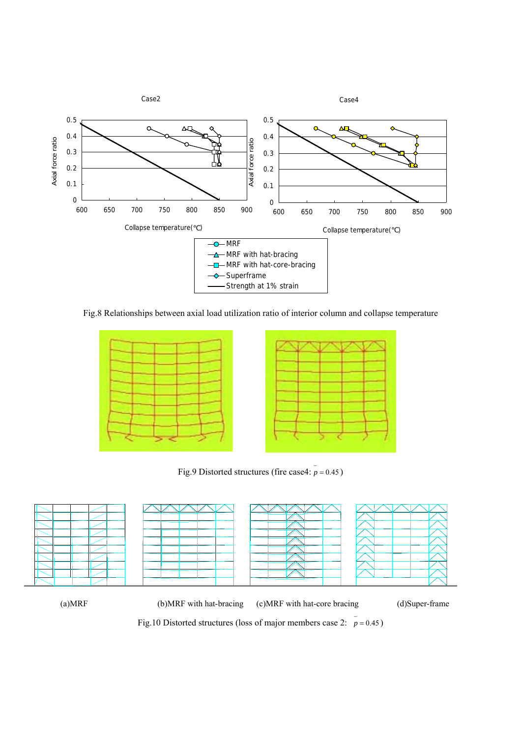Fig.8 Relationships between axial load utilization ratio of interior column and collapse temperature

Fig.9 Distorted structures (fire case4: $\bar{p}=0.45$)

(a)MRF (b)MRF with hat-bracing (c)MRF with hat-core bracing (d)Super-frame

Fig.10 Distorted structures (loss of major members case 2: $\bar{p}=0.45$)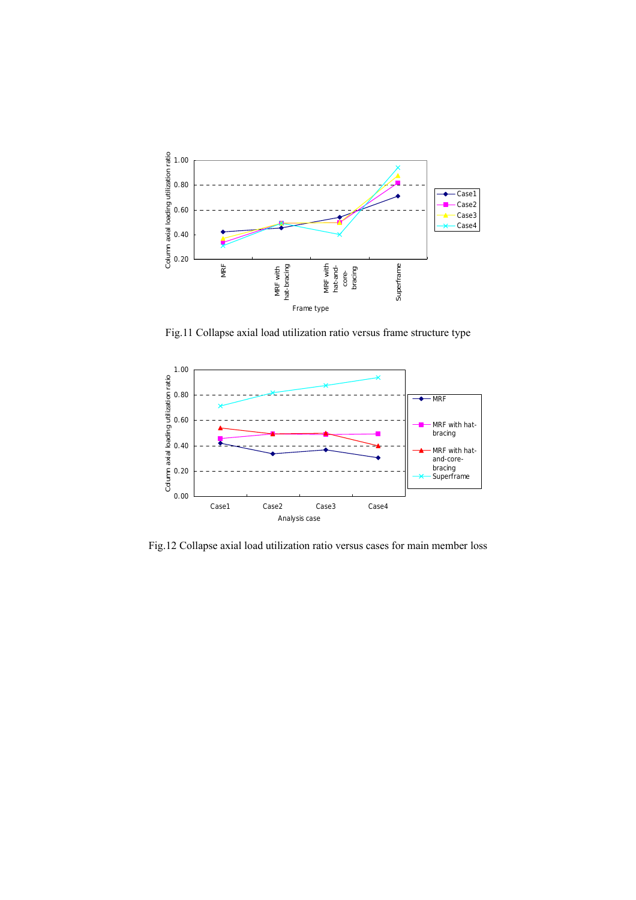Fig.11 Collapse axial load utilization ratio versus frame structure type

Fig.12 Collapse axial load utilization ratio versus cases for main member loss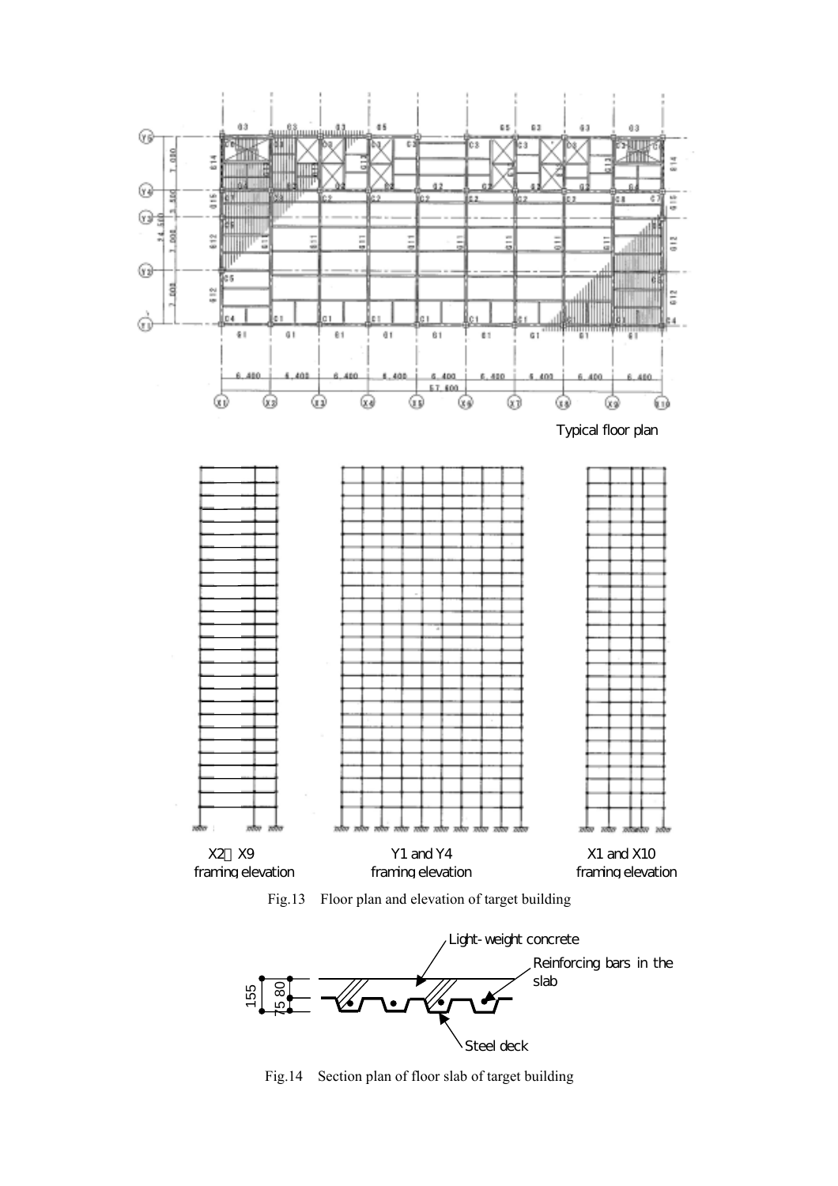Fig.13 Floor plan and elevation of target building

Fig.14 Section plan of floor slab of target building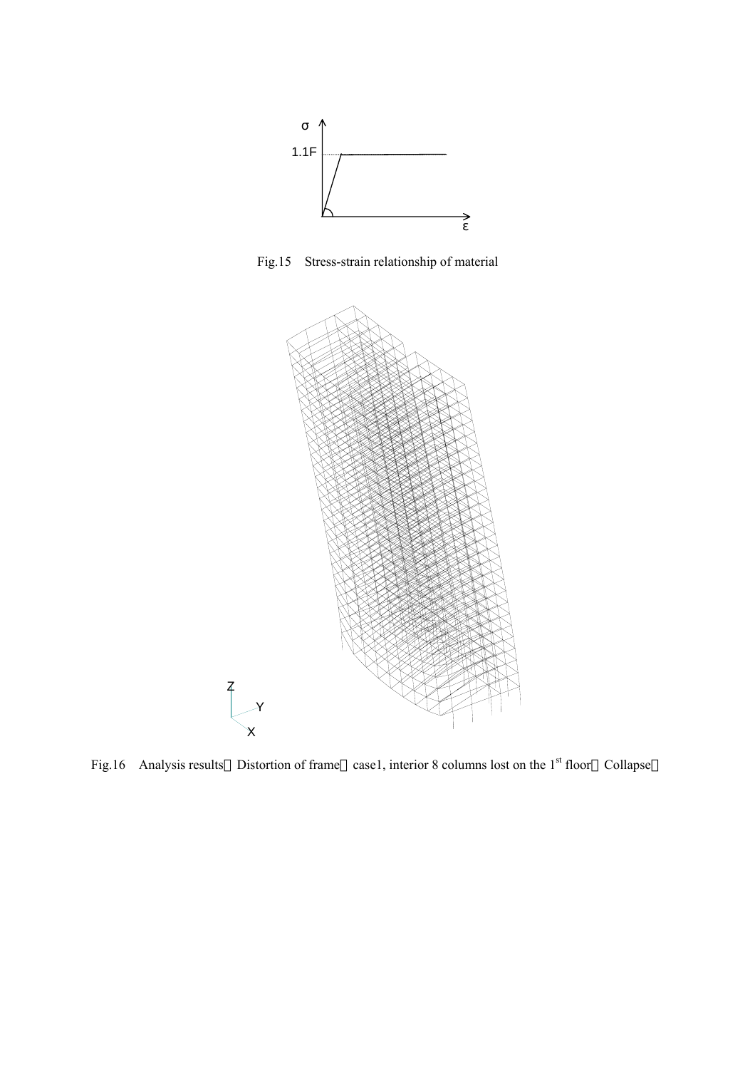Fig.15 Stress-strain relationship of material

Fig.16 Analysis results（Distortion of frame：case1, interior 8 columns lost on the 1st floor，Collapse）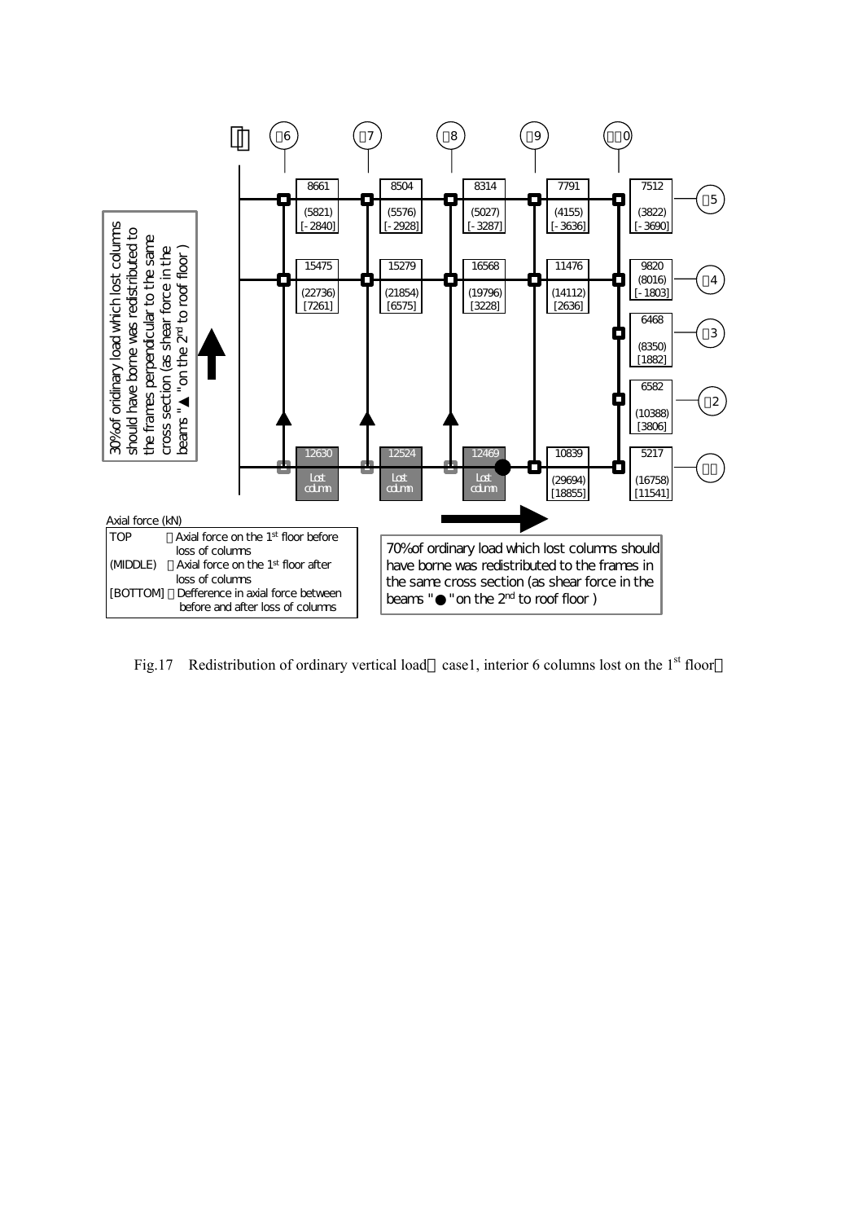Fig.17 Redistribution of ordinary vertical load（case1, interior 6 columns lost on the 1st floor）

Axial force (kN)

| | |
|---|---|
| TOP | ：Axial force on the 1st floor before loss of columns |
| (MIDDLE) | ：Axial force on the 1st floor after loss of columns |
| [BOTTOM] | ：Defference in axial force between before and after loss of columns |

30% of oridinary load which lost columns should have borne was redistributed to the frames perpendicular to the same cross section (as shear force in the beams "▲" on the 2nd to roof floor )

70% of ordinary load which lost columns should have borne was redistributed to the frames in the same cross section (as shear force in the beams "●" on the 2nd to roof floor )

| | 6 | 7 | 8 | 9 | 10 |
|---|---|---|---|---|---|
| 5 | 8661 (5821) [-2840] | 8504 (5576) [-2928] | 8314 (5027) [-3287] | 7791 (4155) [-3636] | 7512 (3822) [-3690] |
| 4 | 15475 (22736) [7261] | 15279 (21854) [6575] | 16568 (19796) [3228] | 11476 (14112) [2636] | 9820 (8016) [-1803] |
| 3 | | | | | 6468 (8350) [1882] |
| 2 | | | | | 6582 (10388) [3806] |
| 1 | 12630 Lost column | 12524 Lost column | 12469 Lost column | 10839 (29694) [18855] | 5217 (16758) [11541] |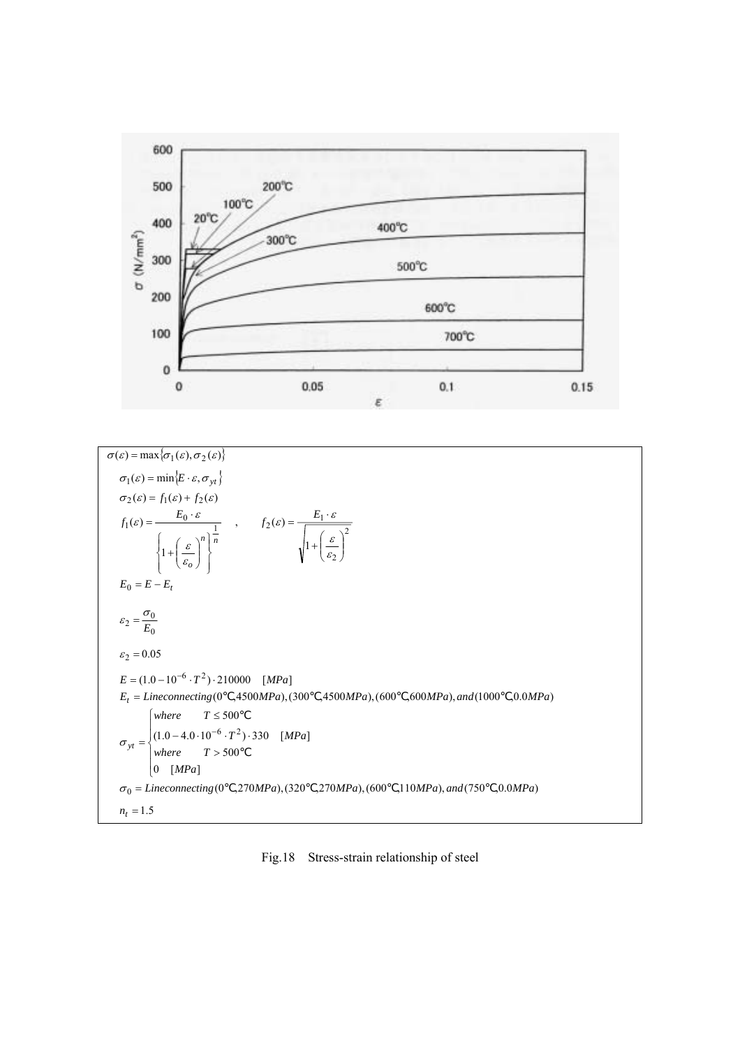$$\sigma(\varepsilon) = \max\{\sigma_1(\varepsilon), \sigma_2(\varepsilon)\}$$

$$\sigma_1(\varepsilon) = \min\{E \cdot \varepsilon, \sigma_{yt}\}$$

$$\sigma_2(\varepsilon) = f_1(\varepsilon) + f_2(\varepsilon)$$

$$f_1(\varepsilon) = \frac{E_0 \cdot \varepsilon}{\left\{1 + \left(\frac{\varepsilon}{\varepsilon_o}\right)^n\right\}^{\frac{1}{n}}} \quad , \quad f_2(\varepsilon) = \frac{E_1 \cdot \varepsilon}{\sqrt{1 + \left(\frac{\varepsilon}{\varepsilon_2}\right)^2}}$$

$$E_0 = E - E_t$$

$$\varepsilon_2 = \frac{\sigma_0}{E_0}$$

$$\varepsilon_2 = 0.05$$

$$E = (1.0 - 10^{-6} \cdot T^2) \cdot 210000 \quad [MPa]$$

$$E_t = Lineconnecting(0℃, 4500MPa), (300℃, 4500MPa), (600℃, 600MPa), and (1000℃, 0.0MPa)$$

$$\sigma_{yt} = \begin{cases} where \quad T \leq 500℃ \\ (1.0 - 4.0 \cdot 10^{-6} \cdot T^2) \cdot 330 \quad [MPa] \\ where \quad T > 500℃ \\ 0 \quad [MPa] \end{cases}$$

$$\sigma_0 = Lineconnecting(0℃, 270MPa), (320℃, 270MPa), (600℃, 110MPa), and (750℃, 0.0MPa)$$

$$n_t = 1.5$$

Fig.18 Stress-strain relationship of steel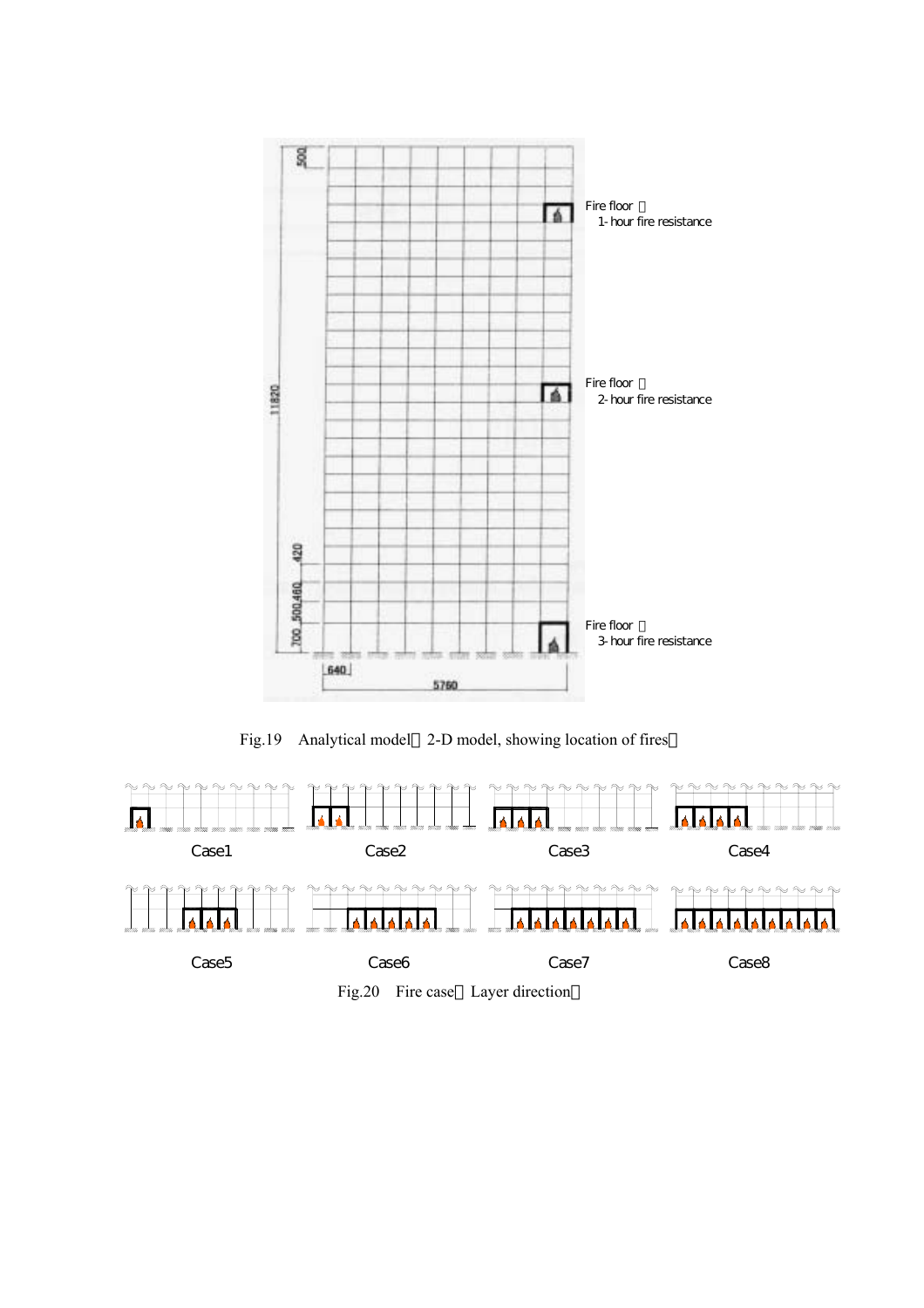Fire floor ：
1- hour fire resistance

Fire floor ：
2- hour fire resistance

Fire floor ：
3- hour fire resistance

Fig.19　Analytical model（2-D model, showing location of fires）

Case1　Case2　Case3　Case4

Case5　Case6　Case7　Case8

Fig.20　Fire case（Layer direction）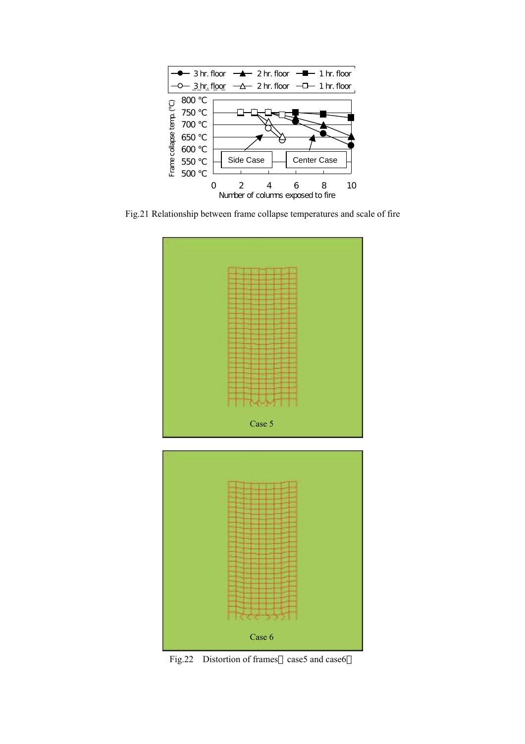Fig.21 Relationship between frame collapse temperatures and scale of fire

Fig.22 Distortion of frames（case5 and case6）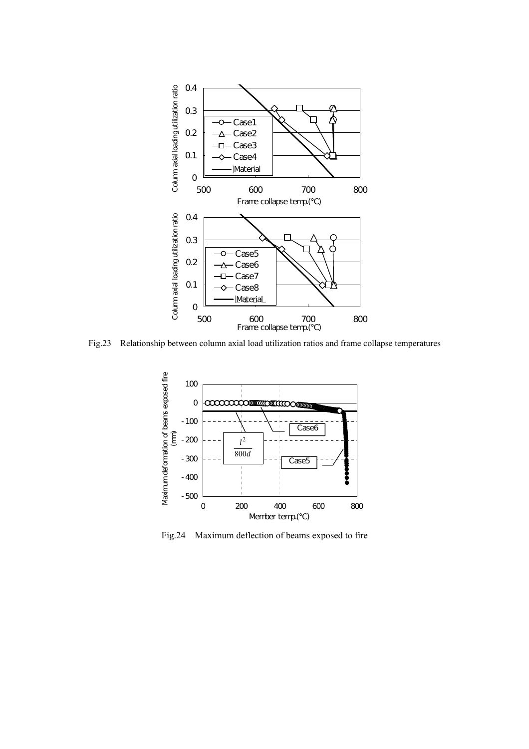Fig.23 Relationship between column axial load utilization ratios and frame collapse temperatures

Fig.24 Maximum deflection of beams exposed to fire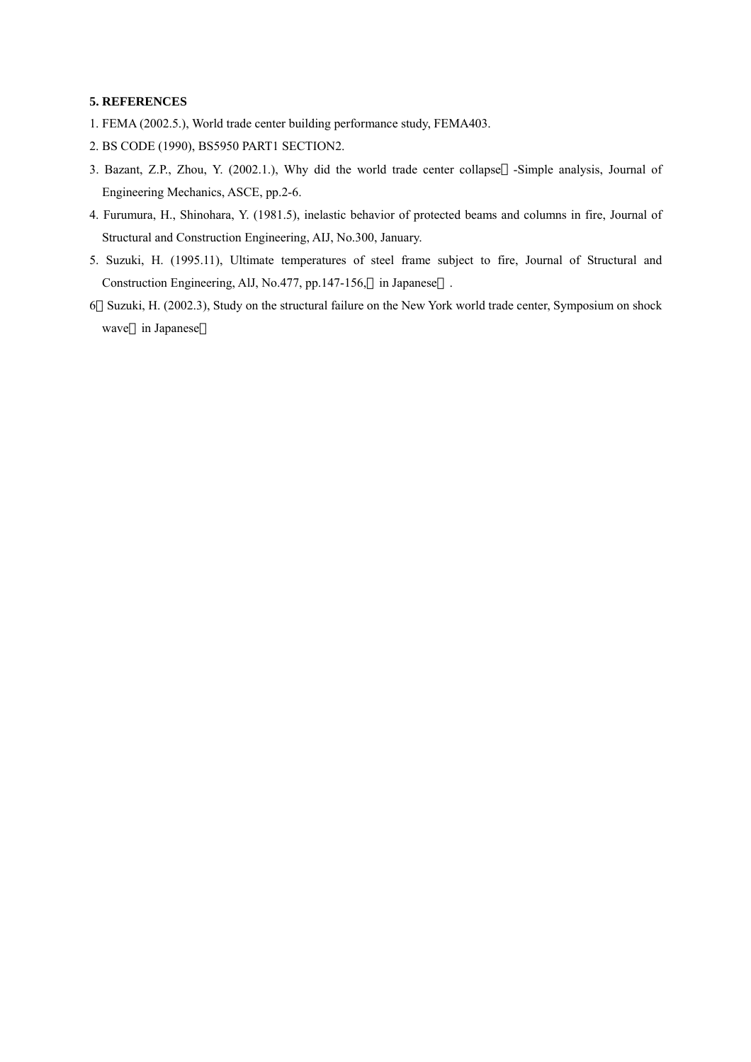**5. REFERENCES**

1. FEMA (2002.5.), World trade center building performance study, FEMA403.
2. BS CODE (1990), BS5950 PART1 SECTION2.
3. Bazant, Z.P., Zhou, Y. (2002.1.), Why did the world trade center collapse？-Simple analysis, Journal of Engineering Mechanics, ASCE, pp.2-6.
4. Furumura, H., Shinohara, Y. (1981.5), inelastic behavior of protected beams and columns in fire, Journal of Structural and Construction Engineering, AIJ, No.300, January.
5. Suzuki, H. (1995.11), Ultimate temperatures of steel frame subject to fire, Journal of Structural and Construction Engineering, AlJ, No.477, pp.147-156,（in Japanese）.
6．Suzuki, H. (2002.3), Study on the structural failure on the New York world trade center, Symposium on shock wave（in Japanese）